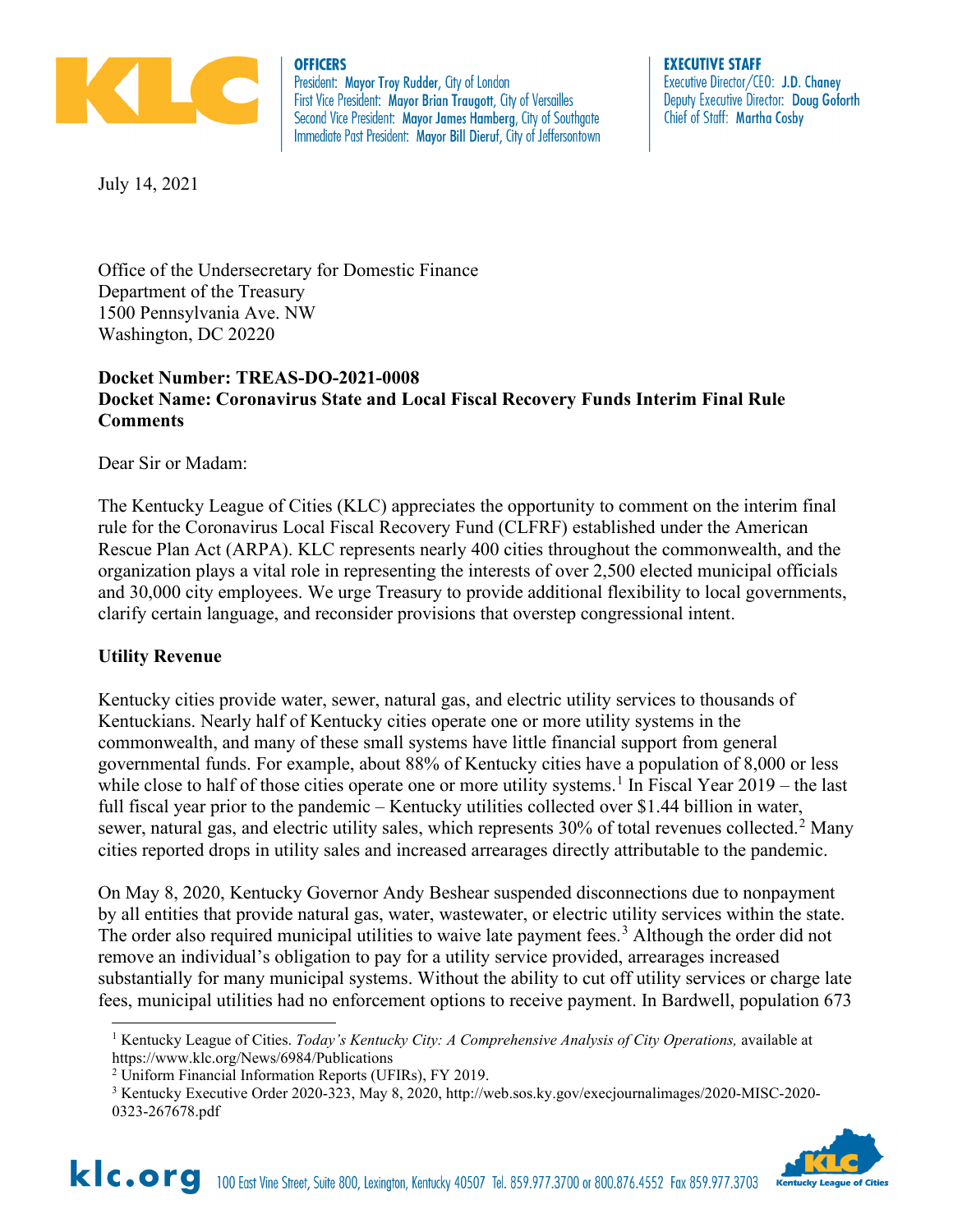**OFFICERS**
President: **Mayor Troy Rudder**, City of London
First Vice President: **Mayor Brian Traugott**, City of Versailles
Second Vice President: **Mayor James Hamberg**, City of Southgate
Immediate Past President: **Mayor Bill Dieruf**, City of Jeffersontown

**EXECUTIVE STAFF**
Executive Director/CEO: **J.D. Chaney**
Deputy Executive Director: **Doug Goforth**
Chief of Staff: **Martha Cosby**

July 14, 2021

Office of the Undersecretary for Domestic Finance
Department of the Treasury
1500 Pennsylvania Ave. NW
Washington, DC 20220

**Docket Number: TREAS-DO-2021-0008**
**Docket Name: Coronavirus State and Local Fiscal Recovery Funds Interim Final Rule Comments**

Dear Sir or Madam:

The Kentucky League of Cities (KLC) appreciates the opportunity to comment on the interim final rule for the Coronavirus Local Fiscal Recovery Fund (CLFRF) established under the American Rescue Plan Act (ARPA). KLC represents nearly 400 cities throughout the commonwealth, and the organization plays a vital role in representing the interests of over 2,500 elected municipal officials and 30,000 city employees. We urge Treasury to provide additional flexibility to local governments, clarify certain language, and reconsider provisions that overstep congressional intent.

**Utility Revenue**

Kentucky cities provide water, sewer, natural gas, and electric utility services to thousands of Kentuckians. Nearly half of Kentucky cities operate one or more utility systems in the commonwealth, and many of these small systems have little financial support from general governmental funds. For example, about 88% of Kentucky cities have a population of 8,000 or less while close to half of those cities operate one or more utility systems.[1] In Fiscal Year 2019 – the last full fiscal year prior to the pandemic – Kentucky utilities collected over $1.44 billion in water, sewer, natural gas, and electric utility sales, which represents 30% of total revenues collected.[2] Many cities reported drops in utility sales and increased arrearages directly attributable to the pandemic.

On May 8, 2020, Kentucky Governor Andy Beshear suspended disconnections due to nonpayment by all entities that provide natural gas, water, wastewater, or electric utility services within the state. The order also required municipal utilities to waive late payment fees.[3] Although the order did not remove an individual's obligation to pay for a utility service provided, arrearages increased substantially for many municipal systems. Without the ability to cut off utility services or charge late fees, municipal utilities had no enforcement options to receive payment. In Bardwell, population 673

[1] Kentucky League of Cities. *Today's Kentucky City: A Comprehensive Analysis of City Operations,* available at https://www.klc.org/News/6984/Publications
[2] Uniform Financial Information Reports (UFIRs), FY 2019.
[3] Kentucky Executive Order 2020-323, May 8, 2020, http://web.sos.ky.gov/execjournalimages/2020-MISC-2020-0323-267678.pdf

klc.org 100 East Vine Street, Suite 800, Lexington, Kentucky 40507 Tel. 859.977.3700 or 800.876.4552 Fax 859.977.3703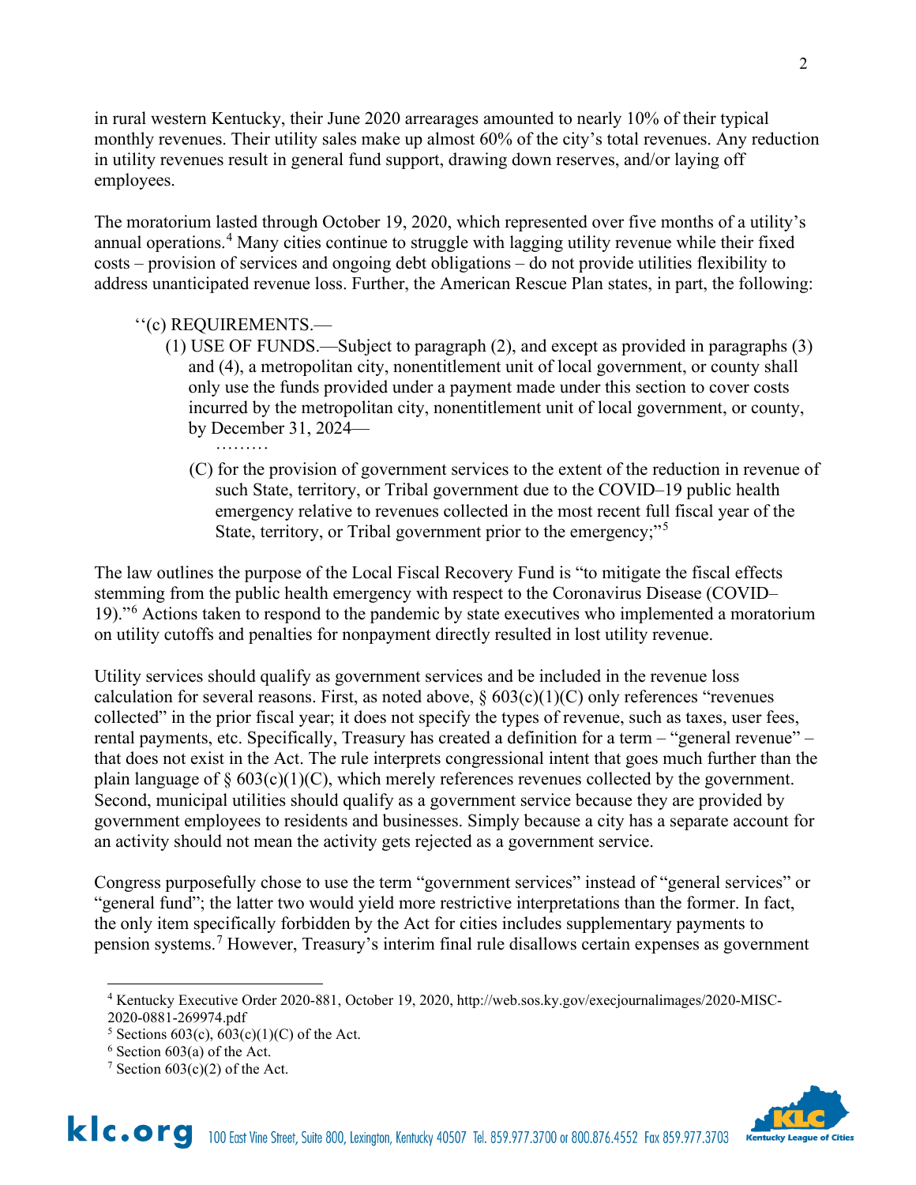in rural western Kentucky, their June 2020 arrearages amounted to nearly 10% of their typical monthly revenues. Their utility sales make up almost 60% of the city's total revenues. Any reduction in utility revenues result in general fund support, drawing down reserves, and/or laying off employees.

The moratorium lasted through October 19, 2020, which represented over five months of a utility's annual operations.[4] Many cities continue to struggle with lagging utility revenue while their fixed costs – provision of services and ongoing debt obligations – do not provide utilities flexibility to address unanticipated revenue loss. Further, the American Rescue Plan states, in part, the following:

> ''(c) REQUIREMENTS.—
>
> (1) USE OF FUNDS.—Subject to paragraph (2), and except as provided in paragraphs (3) and (4), a metropolitan city, nonentitlement unit of local government, or county shall only use the funds provided under a payment made under this section to cover costs incurred by the metropolitan city, nonentitlement unit of local government, or county, by December 31, 2024—
>
> ………
>
> (C) for the provision of government services to the extent of the reduction in revenue of such State, territory, or Tribal government due to the COVID–19 public health emergency relative to revenues collected in the most recent full fiscal year of the State, territory, or Tribal government prior to the emergency;"[5]

The law outlines the purpose of the Local Fiscal Recovery Fund is "to mitigate the fiscal effects stemming from the public health emergency with respect to the Coronavirus Disease (COVID–19)."[6] Actions taken to respond to the pandemic by state executives who implemented a moratorium on utility cutoffs and penalties for nonpayment directly resulted in lost utility revenue.

Utility services should qualify as government services and be included in the revenue loss calculation for several reasons. First, as noted above, § 603(c)(1)(C) only references "revenues collected" in the prior fiscal year; it does not specify the types of revenue, such as taxes, user fees, rental payments, etc. Specifically, Treasury has created a definition for a term – "general revenue" – that does not exist in the Act. The rule interprets congressional intent that goes much further than the plain language of § 603(c)(1)(C), which merely references revenues collected by the government. Second, municipal utilities should qualify as a government service because they are provided by government employees to residents and businesses. Simply because a city has a separate account for an activity should not mean the activity gets rejected as a government service.

Congress purposefully chose to use the term "government services" instead of "general services" or "general fund"; the latter two would yield more restrictive interpretations than the former. In fact, the only item specifically forbidden by the Act for cities includes supplementary payments to pension systems.[7] However, Treasury's interim final rule disallows certain expenses as government

---

[4] Kentucky Executive Order 2020-881, October 19, 2020, http://web.sos.ky.gov/execjournalimages/2020-MISC-2020-0881-269974.pdf

[5] Sections 603(c), 603(c)(1)(C) of the Act.

[6] Section 603(a) of the Act.

[7] Section 603(c)(2) of the Act.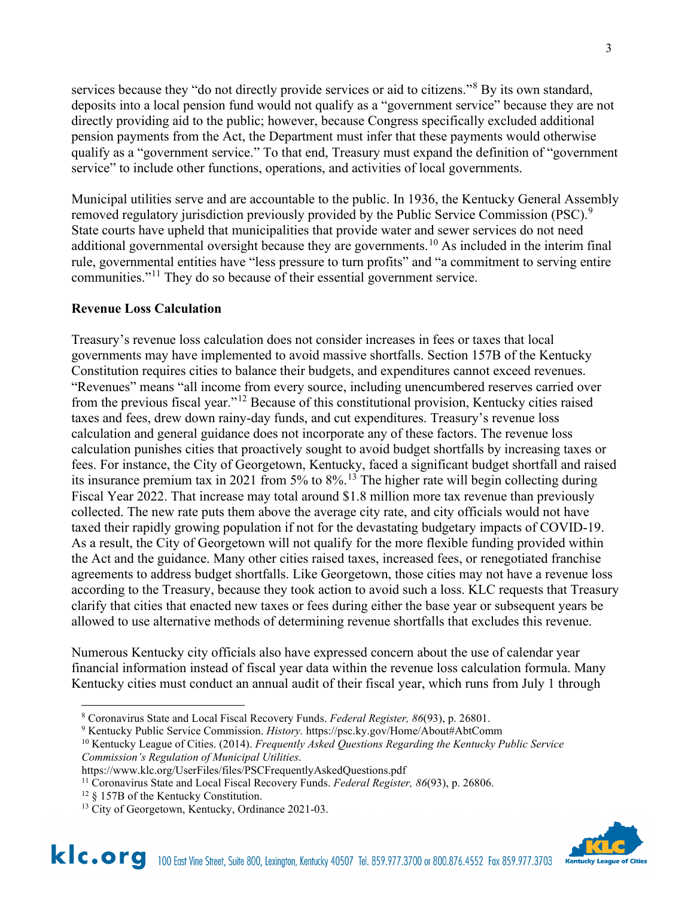services because they "do not directly provide services or aid to citizens."[8] By its own standard, deposits into a local pension fund would not qualify as a "government service" because they are not directly providing aid to the public; however, because Congress specifically excluded additional pension payments from the Act, the Department must infer that these payments would otherwise qualify as a "government service." To that end, Treasury must expand the definition of "government service" to include other functions, operations, and activities of local governments.

Municipal utilities serve and are accountable to the public. In 1936, the Kentucky General Assembly removed regulatory jurisdiction previously provided by the Public Service Commission (PSC).[9] State courts have upheld that municipalities that provide water and sewer services do not need additional governmental oversight because they are governments.[10] As included in the interim final rule, governmental entities have "less pressure to turn profits" and "a commitment to serving entire communities."[11] They do so because of their essential government service.

**Revenue Loss Calculation**

Treasury's revenue loss calculation does not consider increases in fees or taxes that local governments may have implemented to avoid massive shortfalls. Section 157B of the Kentucky Constitution requires cities to balance their budgets, and expenditures cannot exceed revenues. "Revenues" means "all income from every source, including unencumbered reserves carried over from the previous fiscal year."[12] Because of this constitutional provision, Kentucky cities raised taxes and fees, drew down rainy-day funds, and cut expenditures. Treasury's revenue loss calculation and general guidance does not incorporate any of these factors. The revenue loss calculation punishes cities that proactively sought to avoid budget shortfalls by increasing taxes or fees. For instance, the City of Georgetown, Kentucky, faced a significant budget shortfall and raised its insurance premium tax in 2021 from 5% to 8%.[13] The higher rate will begin collecting during Fiscal Year 2022. That increase may total around $1.8 million more tax revenue than previously collected. The new rate puts them above the average city rate, and city officials would not have taxed their rapidly growing population if not for the devastating budgetary impacts of COVID-19. As a result, the City of Georgetown will not qualify for the more flexible funding provided within the Act and the guidance. Many other cities raised taxes, increased fees, or renegotiated franchise agreements to address budget shortfalls. Like Georgetown, those cities may not have a revenue loss according to the Treasury, because they took action to avoid such a loss. KLC requests that Treasury clarify that cities that enacted new taxes or fees during either the base year or subsequent years be allowed to use alternative methods of determining revenue shortfalls that excludes this revenue.

Numerous Kentucky city officials also have expressed concern about the use of calendar year financial information instead of fiscal year data within the revenue loss calculation formula. Many Kentucky cities must conduct an annual audit of their fiscal year, which runs from July 1 through

---

[8] Coronavirus State and Local Fiscal Recovery Funds. *Federal Register, 86*(93), p. 26801.

[9] Kentucky Public Service Commission. *History.* https://psc.ky.gov/Home/About#AbtComm

[10] Kentucky League of Cities. (2014). *Frequently Asked Questions Regarding the Kentucky Public Service Commission's Regulation of Municipal Utilities*. https://www.klc.org/UserFiles/files/PSCFrequentlyAskedQuestions.pdf

[11] Coronavirus State and Local Fiscal Recovery Funds. *Federal Register, 86*(93), p. 26806.

[12] § 157B of the Kentucky Constitution.

[13] City of Georgetown, Kentucky, Ordinance 2021-03.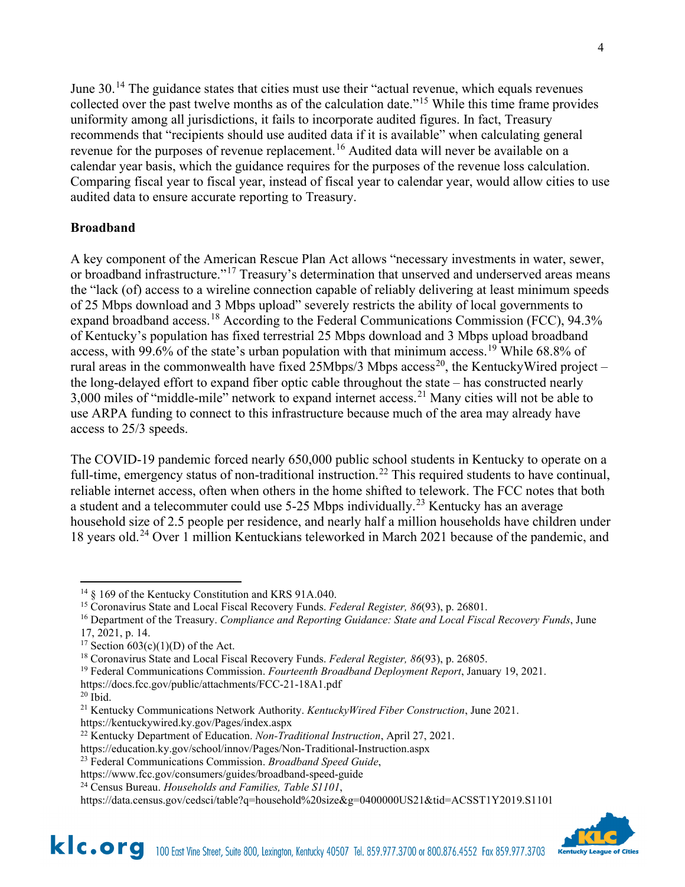June 30.[14] The guidance states that cities must use their "actual revenue, which equals revenues collected over the past twelve months as of the calculation date."[15] While this time frame provides uniformity among all jurisdictions, it fails to incorporate audited figures. In fact, Treasury recommends that "recipients should use audited data if it is available" when calculating general revenue for the purposes of revenue replacement.[16] Audited data will never be available on a calendar year basis, which the guidance requires for the purposes of the revenue loss calculation. Comparing fiscal year to fiscal year, instead of fiscal year to calendar year, would allow cities to use audited data to ensure accurate reporting to Treasury.

**Broadband**

A key component of the American Rescue Plan Act allows "necessary investments in water, sewer, or broadband infrastructure."[17] Treasury's determination that unserved and underserved areas means the "lack (of) access to a wireline connection capable of reliably delivering at least minimum speeds of 25 Mbps download and 3 Mbps upload" severely restricts the ability of local governments to expand broadband access.[18] According to the Federal Communications Commission (FCC), 94.3% of Kentucky's population has fixed terrestrial 25 Mbps download and 3 Mbps upload broadband access, with 99.6% of the state's urban population with that minimum access.[19] While 68.8% of rural areas in the commonwealth have fixed 25Mbps/3 Mbps access[20], the KentuckyWired project – the long-delayed effort to expand fiber optic cable throughout the state – has constructed nearly 3,000 miles of "middle-mile" network to expand internet access.[21] Many cities will not be able to use ARPA funding to connect to this infrastructure because much of the area may already have access to 25/3 speeds.

The COVID-19 pandemic forced nearly 650,000 public school students in Kentucky to operate on a full-time, emergency status of non-traditional instruction.[22] This required students to have continual, reliable internet access, often when others in the home shifted to telework. The FCC notes that both a student and a telecommuter could use 5-25 Mbps individually.[23] Kentucky has an average household size of 2.5 people per residence, and nearly half a million households have children under 18 years old.[24] Over 1 million Kentuckians teleworked in March 2021 because of the pandemic, and

---

[14] § 169 of the Kentucky Constitution and KRS 91A.040.

[15] Coronavirus State and Local Fiscal Recovery Funds. *Federal Register, 86*(93), p. 26801.

[16] Department of the Treasury. *Compliance and Reporting Guidance: State and Local Fiscal Recovery Funds*, June 17, 2021, p. 14.

[17] Section 603(c)(1)(D) of the Act.

[18] Coronavirus State and Local Fiscal Recovery Funds. *Federal Register, 86*(93), p. 26805.

[19] Federal Communications Commission. *Fourteenth Broadband Deployment Report*, January 19, 2021. https://docs.fcc.gov/public/attachments/FCC-21-18A1.pdf

[20] Ibid.

[21] Kentucky Communications Network Authority. *KentuckyWired Fiber Construction*, June 2021. https://kentuckywired.ky.gov/Pages/index.aspx

[22] Kentucky Department of Education. *Non-Traditional Instruction*, April 27, 2021. https://education.ky.gov/school/innov/Pages/Non-Traditional-Instruction.aspx

[23] Federal Communications Commission. *Broadband Speed Guide*, https://www.fcc.gov/consumers/guides/broadband-speed-guide

[24] Census Bureau. *Households and Families, Table S1101*, https://data.census.gov/cedsci/table?q=household%20size&g=0400000US21&tid=ACSST1Y2019.S1101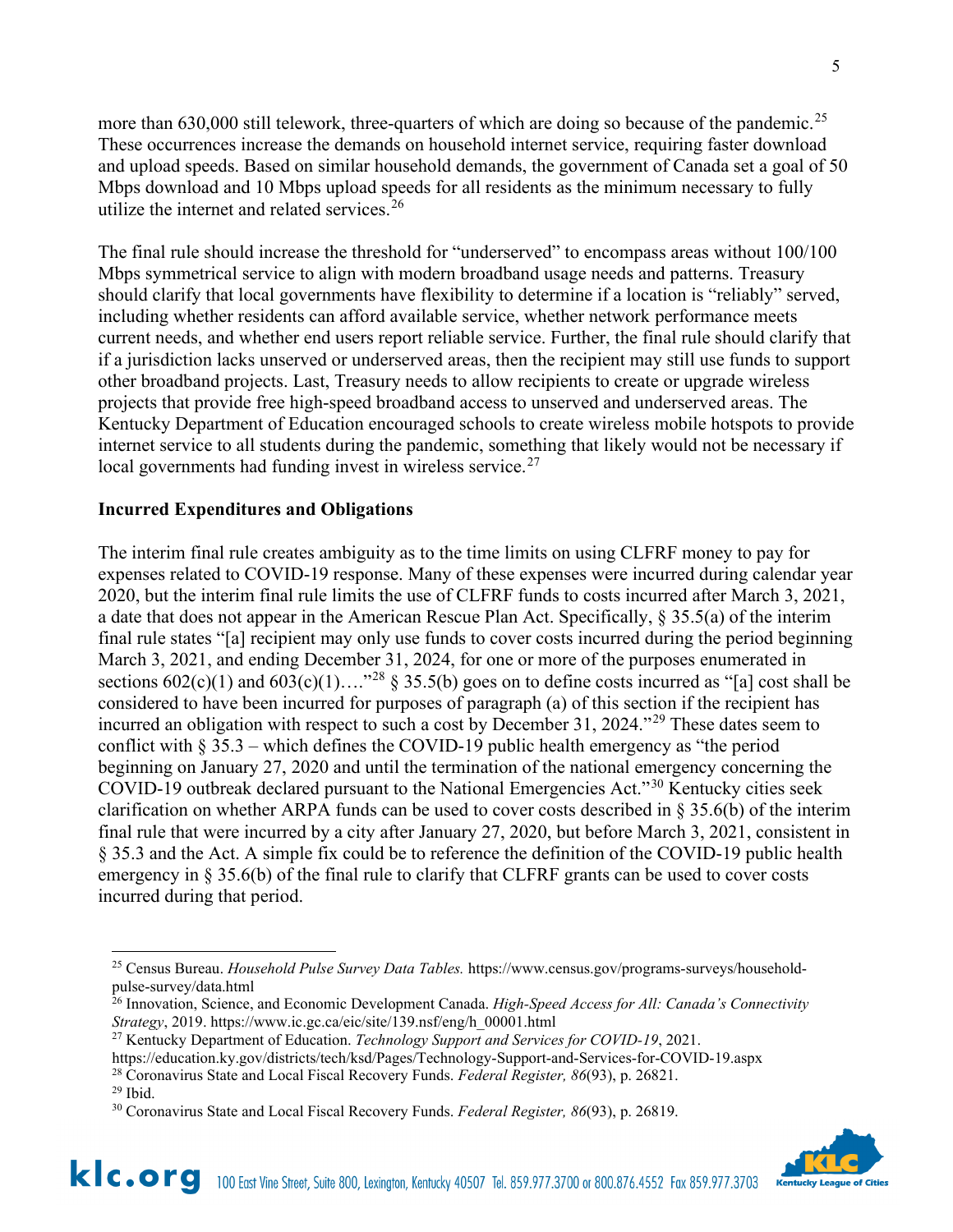more than 630,000 still telework, three-quarters of which are doing so because of the pandemic.[25] These occurrences increase the demands on household internet service, requiring faster download and upload speeds. Based on similar household demands, the government of Canada set a goal of 50 Mbps download and 10 Mbps upload speeds for all residents as the minimum necessary to fully utilize the internet and related services.[26]

The final rule should increase the threshold for "underserved" to encompass areas without 100/100 Mbps symmetrical service to align with modern broadband usage needs and patterns. Treasury should clarify that local governments have flexibility to determine if a location is "reliably" served, including whether residents can afford available service, whether network performance meets current needs, and whether end users report reliable service. Further, the final rule should clarify that if a jurisdiction lacks unserved or underserved areas, then the recipient may still use funds to support other broadband projects. Last, Treasury needs to allow recipients to create or upgrade wireless projects that provide free high-speed broadband access to unserved and underserved areas. The Kentucky Department of Education encouraged schools to create wireless mobile hotspots to provide internet service to all students during the pandemic, something that likely would not be necessary if local governments had funding invest in wireless service.[27]

**Incurred Expenditures and Obligations**

The interim final rule creates ambiguity as to the time limits on using CLFRF money to pay for expenses related to COVID-19 response. Many of these expenses were incurred during calendar year 2020, but the interim final rule limits the use of CLFRF funds to costs incurred after March 3, 2021, a date that does not appear in the American Rescue Plan Act. Specifically, § 35.5(a) of the interim final rule states "[a] recipient may only use funds to cover costs incurred during the period beginning March 3, 2021, and ending December 31, 2024, for one or more of the purposes enumerated in sections 602(c)(1) and 603(c)(1)…."[28] § 35.5(b) goes on to define costs incurred as "[a] cost shall be considered to have been incurred for purposes of paragraph (a) of this section if the recipient has incurred an obligation with respect to such a cost by December 31, 2024."[29] These dates seem to conflict with § 35.3 – which defines the COVID-19 public health emergency as "the period beginning on January 27, 2020 and until the termination of the national emergency concerning the COVID-19 outbreak declared pursuant to the National Emergencies Act."[30] Kentucky cities seek clarification on whether ARPA funds can be used to cover costs described in § 35.6(b) of the interim final rule that were incurred by a city after January 27, 2020, but before March 3, 2021, consistent in § 35.3 and the Act. A simple fix could be to reference the definition of the COVID-19 public health emergency in § 35.6(b) of the final rule to clarify that CLFRF grants can be used to cover costs incurred during that period.

---

[25] Census Bureau. *Household Pulse Survey Data Tables.* https://www.census.gov/programs-surveys/household-pulse-survey/data.html

[26] Innovation, Science, and Economic Development Canada. *High-Speed Access for All: Canada's Connectivity Strategy*, 2019. https://www.ic.gc.ca/eic/site/139.nsf/eng/h_00001.html

[27] Kentucky Department of Education. *Technology Support and Services for COVID-19*, 2021. https://education.ky.gov/districts/tech/ksd/Pages/Technology-Support-and-Services-for-COVID-19.aspx

[28] Coronavirus State and Local Fiscal Recovery Funds. *Federal Register, 86*(93), p. 26821.

[29] Ibid.

[30] Coronavirus State and Local Fiscal Recovery Funds. *Federal Register, 86*(93), p. 26819.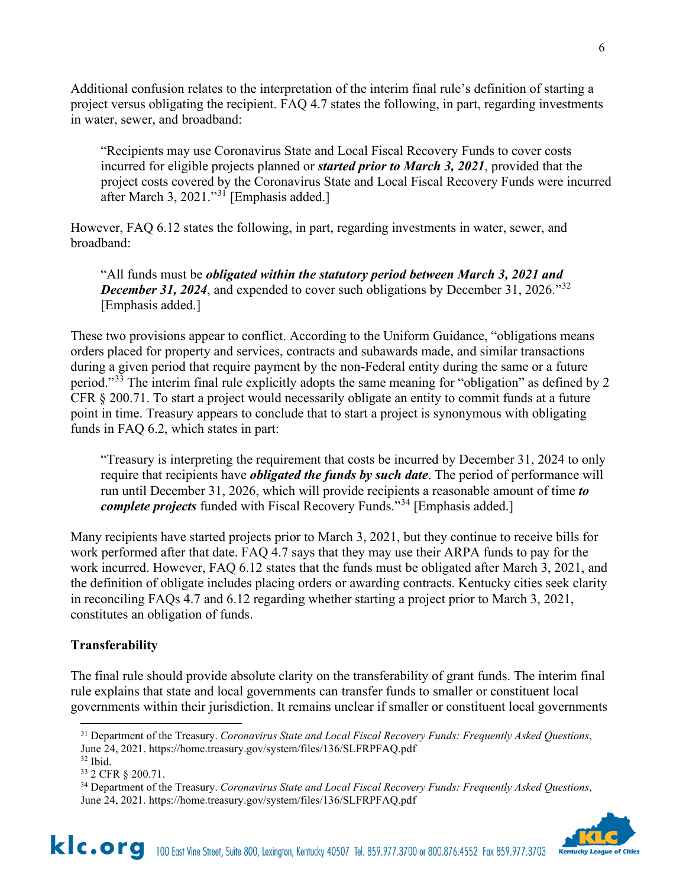Additional confusion relates to the interpretation of the interim final rule's definition of starting a project versus obligating the recipient. FAQ 4.7 states the following, in part, regarding investments in water, sewer, and broadband:

> "Recipients may use Coronavirus State and Local Fiscal Recovery Funds to cover costs incurred for eligible projects planned or ***started prior to March 3, 2021***, provided that the project costs covered by the Coronavirus State and Local Fiscal Recovery Funds were incurred after March 3, 2021."[31] [Emphasis added.]

However, FAQ 6.12 states the following, in part, regarding investments in water, sewer, and broadband:

> "All funds must be ***obligated within the statutory period between March 3, 2021 and December 31, 2024***, and expended to cover such obligations by December 31, 2026."[32] [Emphasis added.]

These two provisions appear to conflict. According to the Uniform Guidance, "obligations means orders placed for property and services, contracts and subawards made, and similar transactions during a given period that require payment by the non-Federal entity during the same or a future period."[33] The interim final rule explicitly adopts the same meaning for "obligation" as defined by 2 CFR § 200.71. To start a project would necessarily obligate an entity to commit funds at a future point in time. Treasury appears to conclude that to start a project is synonymous with obligating funds in FAQ 6.2, which states in part:

> "Treasury is interpreting the requirement that costs be incurred by December 31, 2024 to only require that recipients have ***obligated the funds by such date***. The period of performance will run until December 31, 2026, which will provide recipients a reasonable amount of time ***to complete projects*** funded with Fiscal Recovery Funds."[34] [Emphasis added.]

Many recipients have started projects prior to March 3, 2021, but they continue to receive bills for work performed after that date. FAQ 4.7 says that they may use their ARPA funds to pay for the work incurred. However, FAQ 6.12 states that the funds must be obligated after March 3, 2021, and the definition of obligate includes placing orders or awarding contracts. Kentucky cities seek clarity in reconciling FAQs 4.7 and 6.12 regarding whether starting a project prior to March 3, 2021, constitutes an obligation of funds.

**Transferability**

The final rule should provide absolute clarity on the transferability of grant funds. The interim final rule explains that state and local governments can transfer funds to smaller or constituent local governments within their jurisdiction. It remains unclear if smaller or constituent local governments

---

[31] Department of the Treasury. *Coronavirus State and Local Fiscal Recovery Funds: Frequently Asked Questions*, June 24, 2021. https://home.treasury.gov/system/files/136/SLFRPFAQ.pdf

[32] Ibid.

[33] 2 CFR § 200.71.

[34] Department of the Treasury. *Coronavirus State and Local Fiscal Recovery Funds: Frequently Asked Questions*, June 24, 2021. https://home.treasury.gov/system/files/136/SLFRPFAQ.pdf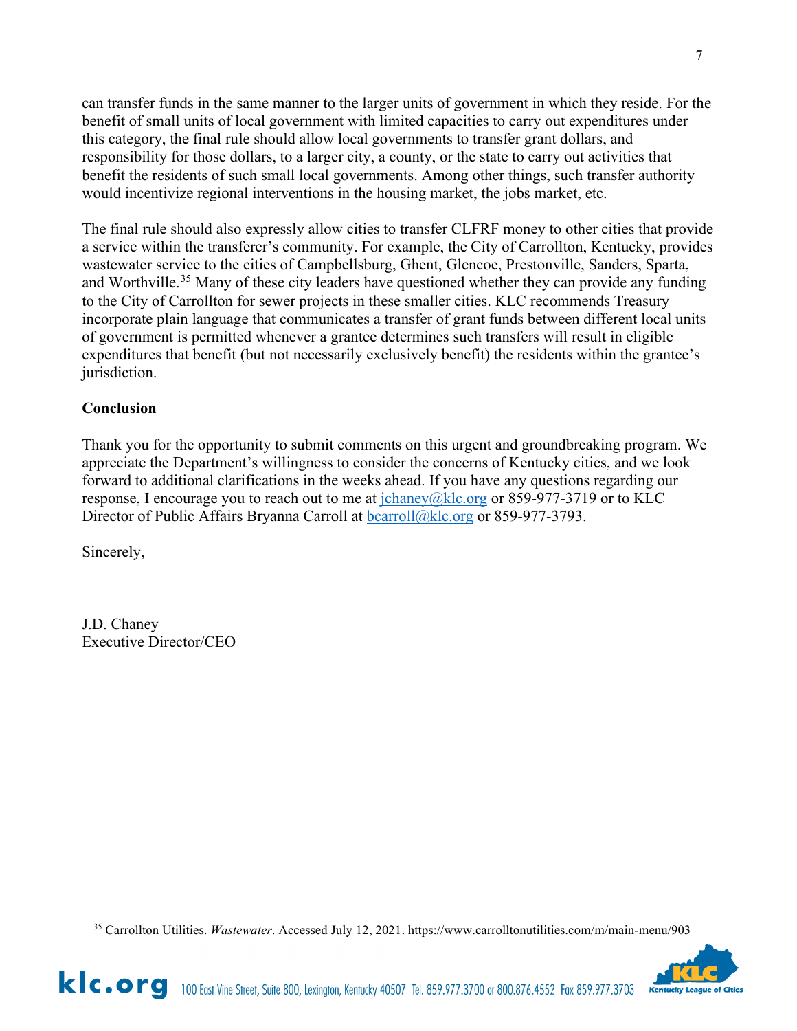can transfer funds in the same manner to the larger units of government in which they reside. For the benefit of small units of local government with limited capacities to carry out expenditures under this category, the final rule should allow local governments to transfer grant dollars, and responsibility for those dollars, to a larger city, a county, or the state to carry out activities that benefit the residents of such small local governments. Among other things, such transfer authority would incentivize regional interventions in the housing market, the jobs market, etc.

The final rule should also expressly allow cities to transfer CLFRF money to other cities that provide a service within the transferer's community. For example, the City of Carrollton, Kentucky, provides wastewater service to the cities of Campbellsburg, Ghent, Glencoe, Prestonville, Sanders, Sparta, and Worthville.[35] Many of these city leaders have questioned whether they can provide any funding to the City of Carrollton for sewer projects in these smaller cities. KLC recommends Treasury incorporate plain language that communicates a transfer of grant funds between different local units of government is permitted whenever a grantee determines such transfers will result in eligible expenditures that benefit (but not necessarily exclusively benefit) the residents within the grantee's jurisdiction.

**Conclusion**

Thank you for the opportunity to submit comments on this urgent and groundbreaking program. We appreciate the Department's willingness to consider the concerns of Kentucky cities, and we look forward to additional clarifications in the weeks ahead. If you have any questions regarding our response, I encourage you to reach out to me at jchaney@klc.org or 859-977-3719 or to KLC Director of Public Affairs Bryanna Carroll at bcarroll@klc.org or 859-977-3793.

Sincerely,

J.D. Chaney
Executive Director/CEO

---

[35] Carrollton Utilities. *Wastewater*. Accessed July 12, 2021. https://www.carrolltonutilities.com/m/main-menu/903

klc.org 100 East Vine Street, Suite 800, Lexington, Kentucky 40507 Tel. 859.977.3700 or 800.876.4552 Fax 859.977.3703

Kentucky League of Cities